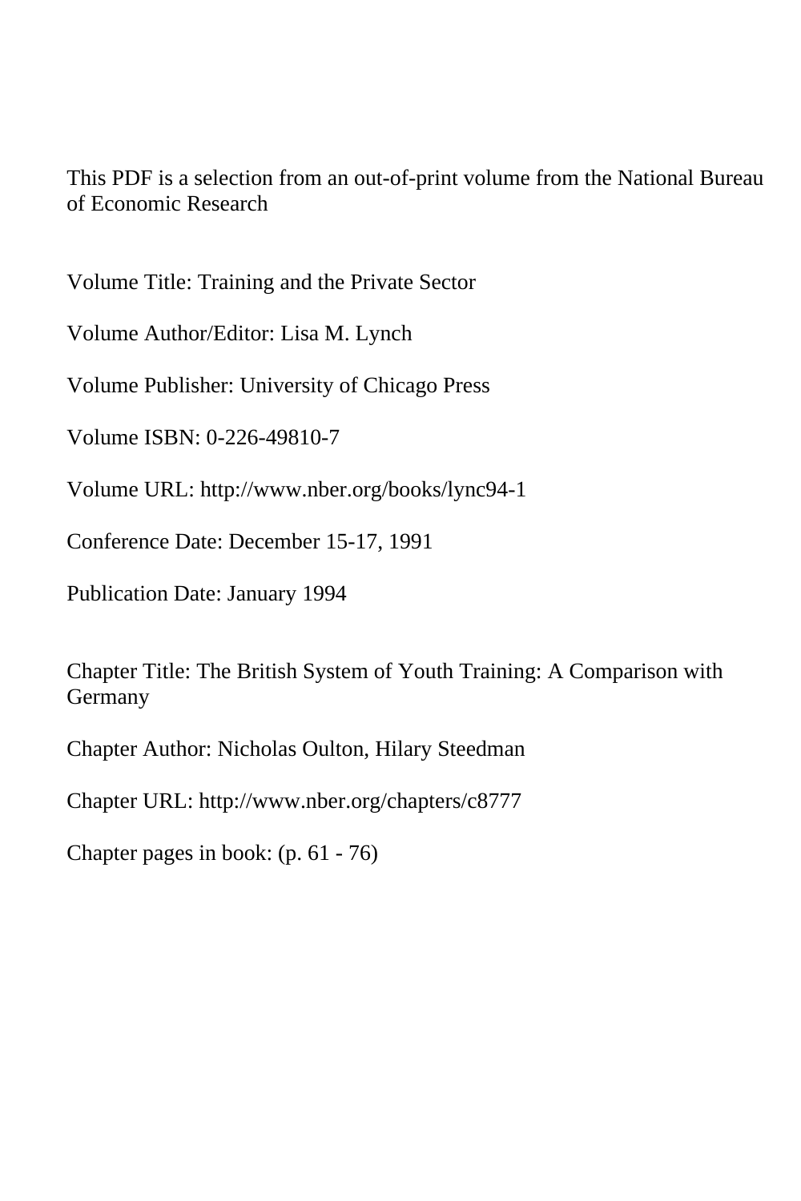This PDF is a selection from an out-of-print volume from the National Bureau of Economic Research

Volume Title: Training and the Private Sector

Volume Author/Editor: Lisa M. Lynch

Volume Publisher: University of Chicago Press

Volume ISBN: 0-226-49810-7

Volume URL: http://www.nber.org/books/lync94-1

Conference Date: December 15-17, 1991

Publication Date: January 1994

Chapter Title: The British System of Youth Training: A Comparison with Germany

Chapter Author: Nicholas Oulton, Hilary Steedman

Chapter URL: http://www.nber.org/chapters/c8777

Chapter pages in book: (p. 61 - 76)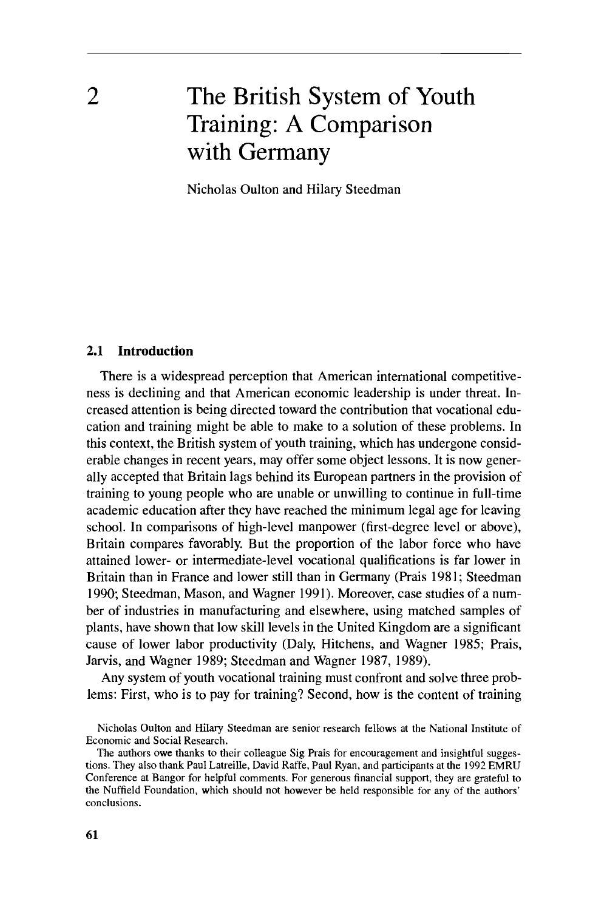# 2 The British System of Youth Training: A Comparison with Germany

Nicholas Oulton and Hilary Steedman

## 2.1 Introduction

There is a widespread perception that American international competitiveness is declining and that American economic leadership is under threat. Increased attention is being directed toward the contribution that vocational education and training might be able to make to a solution of these problems. In this context, the British system of youth training, which has undergone considerable changes in recent years, may offer some object lessons. It is now generally accepted that Britain lags behind its European partners in the provision of training to young people who are unable or unwilling to continue in full-time academic education after they have reached the minimum legal age for leaving school. In comparisons of high-level manpower (first-degree level or above), Britain compares favorably. But the proportion of the labor force who have attained lower- or intermediate-level vocational qualifications is far lower in Britain than in France and lower still than in Germany (Prais 1981; Steedman 1990; Steedman, Mason, and Wagner 1991). Moreover, case studies of a number of industries in manufacturing and elsewhere, using matched samples of plants, have shown that low skill levels in the United Kingdom are a significant cause of lower labor productivity (Daly, Hitchens, and Wagner 1985; Prais, Jarvis, and Wagner 1989; Steedman and Wagner 1987, 1989).

Any system of youth vocational training must confront and solve three problems: First, who is to pay for training? Second, how is the content of training

Nicholas Oulton and Hilary Steedman are senior research fellows at the National Institute of Economic and Social Research.

The authors owe thanks to their colleague Sig Prais for encouragement and insightful suggestions. They also thank Paul Latreille, David Raffe, Paul Ryan, and participants at the 1992 EMRU Conference at Bangor for helpful comments. For generous financial support, they are grateful to the Nuffield Foundation, which should not however be held responsible for any of the authors' conclusions.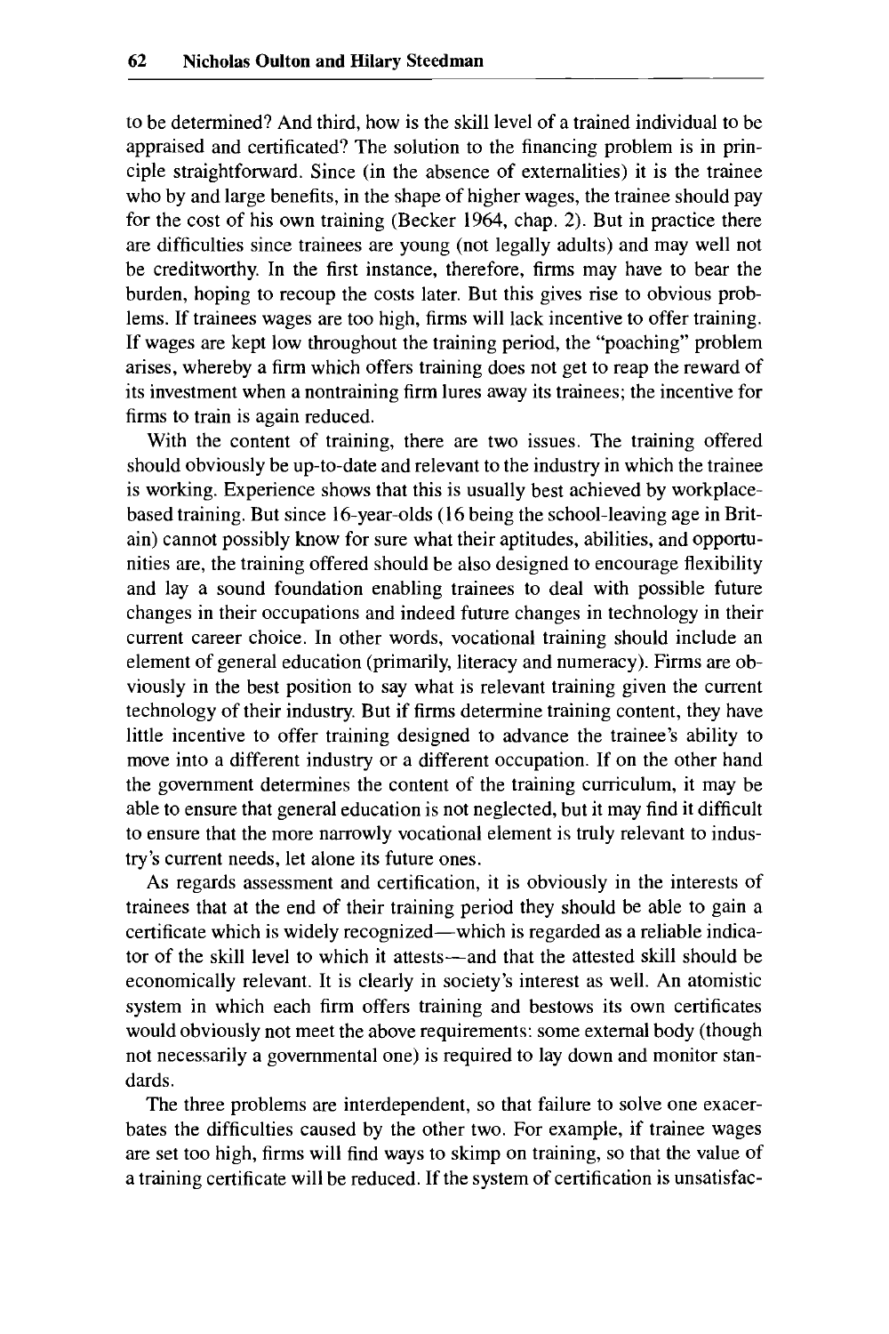to be determined? And third, how is the skill level of a trained individual to be appraised and certificated? The solution to the financing problem is in principle straightforward. Since (in the absence of externalities) it is the trainee who by and large benefits, in the shape of higher wages, the trainee should pay for the cost of his own training (Becker 1964, chap. 2). But in practice there are difficulties since trainees are young (not legally adults) and may well not be creditworthy. In the first instance, therefore, firms may have to bear the burden, hoping to recoup the costs later. But this gives rise to obvious problems. If trainees wages are too high, firms will lack incentive to offer training. If wages are kept low throughout the training period, the "poaching" problem arises, whereby a firm which offers training does not get to reap the reward of its investment when a nontraining firm lures away its trainees; the incentive for firms to train is again reduced.

With the content of training, there are two issues. The training offered should obviously be up-to-date and relevant to the industry in which the trainee is working. Experience shows that this is usually best achieved by workplace-based training. But since 16-year-olds (16 being the school-leaving age in Britain) cannot possibly know for sure what their aptitudes, abilities, and opportunities are, the training offered should be also designed to encourage flexibility and lay a sound foundation enabling trainees to deal with possible future changes in their occupations and indeed future changes in technology in their current career choice. In other words, vocational training should include an element of general education (primarily, literacy and numeracy). Firms are obviously in the best position to say what is relevant training given the current technology of their industry. But if firms determine training content, they have little incentive to offer training designed to advance the trainee's ability to move into a different industry or a different occupation. If on the other hand the government determines the content of the training curriculum, it may be able to ensure that general education is not neglected, but it may find it difficult to ensure that the more narrowly vocational element is truly relevant to industry's current needs, let alone its future ones.

As regards assessment and certification, it is obviously in the interests of trainees that at the end of their training period they should be able to gain a certificate which is widely recognized—which is regarded as a reliable indicator of the skill level to which it attests—and that the attested skill should be economically relevant. It is clearly in society's interest as well. An atomistic system in which each firm offers training and bestows its own certificates would obviously not meet the above requirements: some external body (though not necessarily a governmental one) is required to lay down and monitor standards.

The three problems are interdependent, so that failure to solve one exacerbates the difficulties caused by the other two. For example, if trainee wages are set too high, firms will find ways to skimp on training, so that the value of a training certificate will be reduced. If the system of certification is unsatisfac-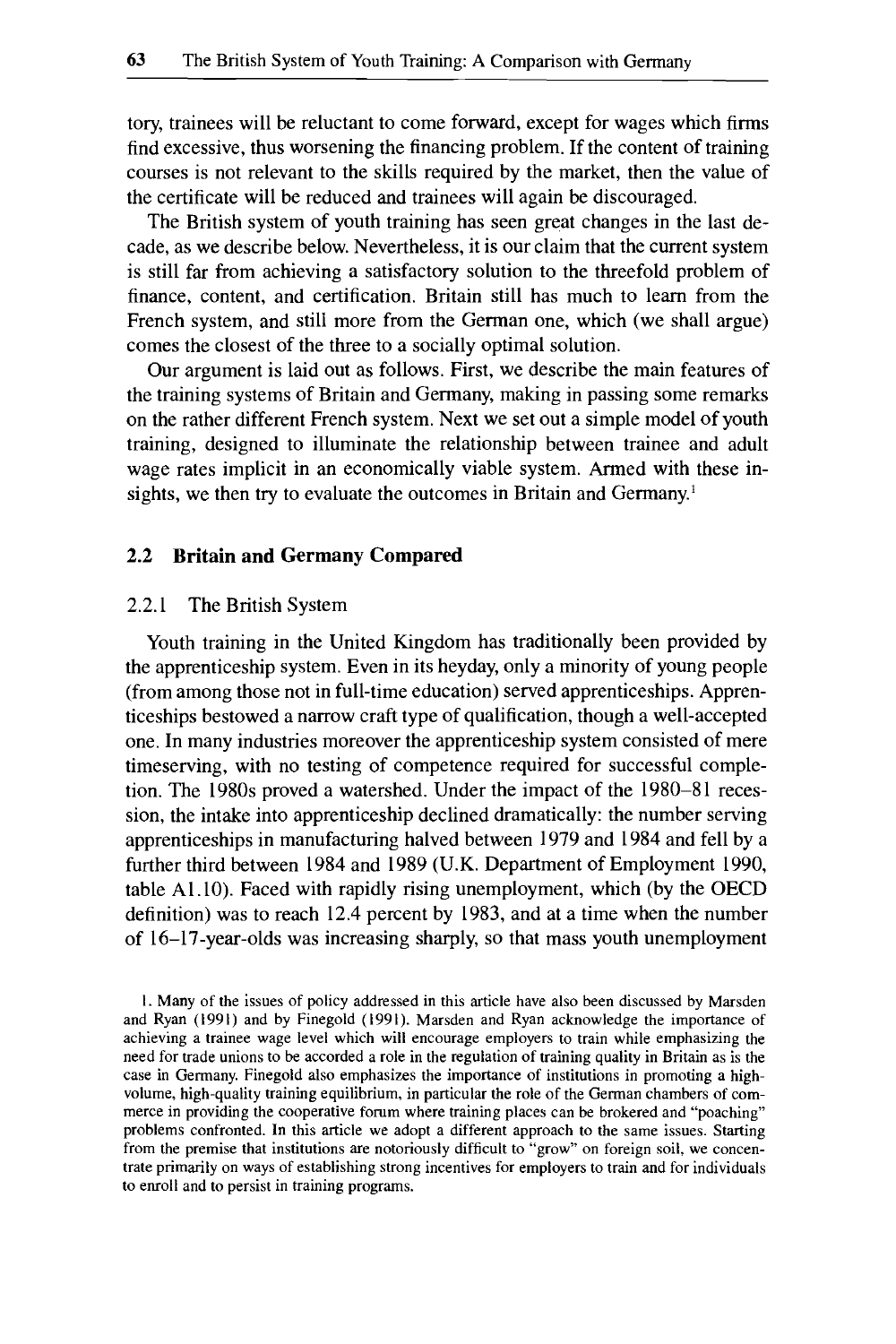tory, trainees will be reluctant to come forward, except for wages which firms find excessive, thus worsening the financing problem. If the content of training courses is not relevant to the skills required by the market, then the value of the certificate will be reduced and trainees will again be discouraged.

The British system of youth training has seen great changes in the last decade, as we describe below. Nevertheless, it is our claim that the current system is still far from achieving a satisfactory solution to the threefold problem of finance, content, and certification. Britain still has much to learn from the French system, and still more from the German one, which (we shall argue) comes the closest of the three to a socially optimal solution.

Our argument is laid out as follows. First, we describe the main features of the training systems of Britain and Germany, making in passing some remarks on the rather different French system. Next we set out a simple model of youth training, designed to illuminate the relationship between trainee and adult wage rates implicit in an economically viable system. Armed with these insights, we then try to evaluate the outcomes in Britain and Germany.[1]

## 2.2 Britain and Germany Compared

### 2.2.1 The British System

Youth training in the United Kingdom has traditionally been provided by the apprenticeship system. Even in its heyday, only a minority of young people (from among those not in full-time education) served apprenticeships. Apprenticeships bestowed a narrow craft type of qualification, though a well-accepted one. In many industries moreover the apprenticeship system consisted of mere timeserving, with no testing of competence required for successful completion. The 1980s proved a watershed. Under the impact of the 1980–81 recession, the intake into apprenticeship declined dramatically: the number serving apprenticeships in manufacturing halved between 1979 and 1984 and fell by a further third between 1984 and 1989 (U.K. Department of Employment 1990, table A1.10). Faced with rapidly rising unemployment, which (by the OECD definition) was to reach 12.4 percent by 1983, and at a time when the number of 16–17-year-olds was increasing sharply, so that mass youth unemployment

1. Many of the issues of policy addressed in this article have also been discussed by Marsden and Ryan (1991) and by Finegold (1991). Marsden and Ryan acknowledge the importance of achieving a trainee wage level which will encourage employers to train while emphasizing the need for trade unions to be accorded a role in the regulation of training quality in Britain as is the case in Germany. Finegold also emphasizes the importance of institutions in promoting a high-volume, high-quality training equilibrium, in particular the role of the German chambers of commerce in providing the cooperative forum where training places can be brokered and "poaching" problems confronted. In this article we adopt a different approach to the same issues. Starting from the premise that institutions are notoriously difficult to "grow" on foreign soil, we concentrate primarily on ways of establishing strong incentives for employers to train and for individuals to enroll and to persist in training programs.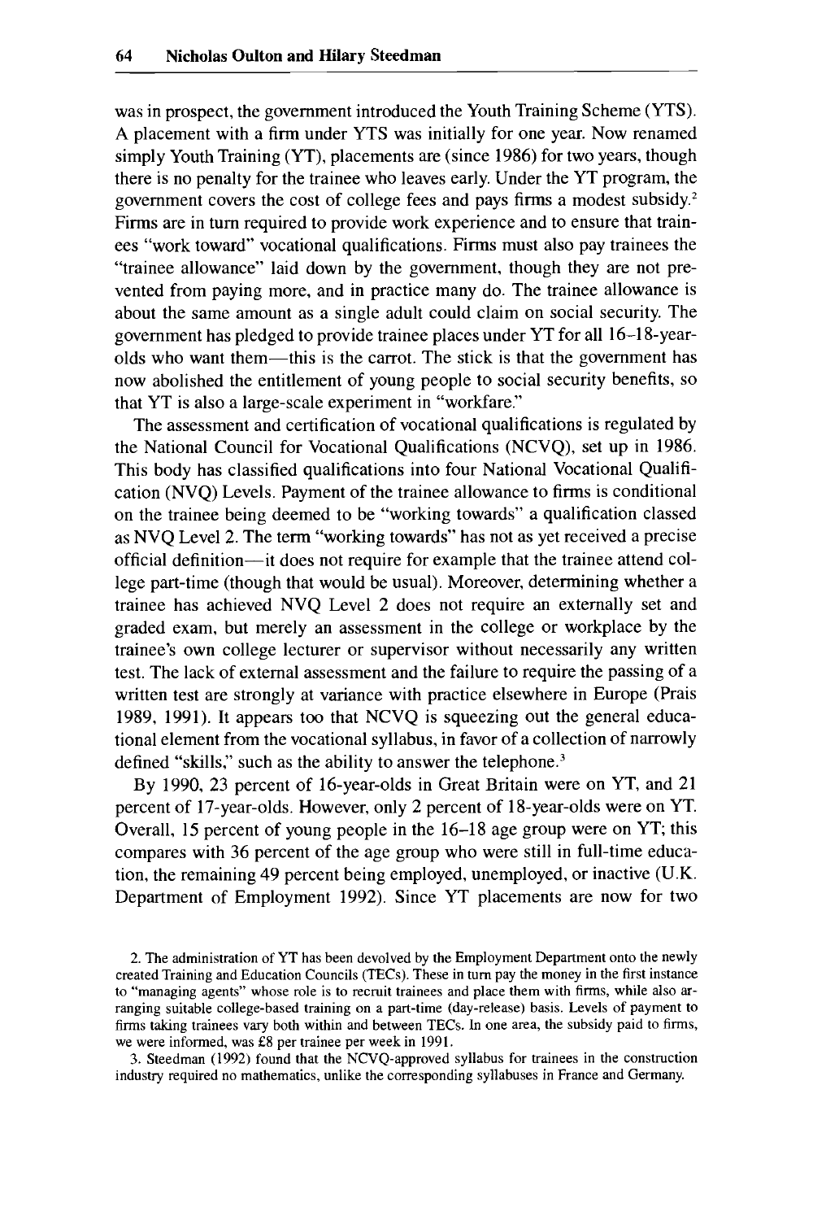was in prospect, the government introduced the Youth Training Scheme (YTS). A placement with a firm under YTS was initially for one year. Now renamed simply Youth Training (YT), placements are (since 1986) for two years, though there is no penalty for the trainee who leaves early. Under the YT program, the government covers the cost of college fees and pays firms a modest subsidy.[2] Firms are in turn required to provide work experience and to ensure that trainees "work toward" vocational qualifications. Firms must also pay trainees the "trainee allowance" laid down by the government, though they are not prevented from paying more, and in practice many do. The trainee allowance is about the same amount as a single adult could claim on social security. The government has pledged to provide trainee places under YT for all 16–18-year-olds who want them—this is the carrot. The stick is that the government has now abolished the entitlement of young people to social security benefits, so that YT is also a large-scale experiment in "workfare."

The assessment and certification of vocational qualifications is regulated by the National Council for Vocational Qualifications (NCVQ), set up in 1986. This body has classified qualifications into four National Vocational Qualification (NVQ) Levels. Payment of the trainee allowance to firms is conditional on the trainee being deemed to be "working towards" a qualification classed as NVQ Level 2. The term "working towards" has not as yet received a precise official definition—it does not require for example that the trainee attend college part-time (though that would be usual). Moreover, determining whether a trainee has achieved NVQ Level 2 does not require an externally set and graded exam, but merely an assessment in the college or workplace by the trainee's own college lecturer or supervisor without necessarily any written test. The lack of external assessment and the failure to require the passing of a written test are strongly at variance with practice elsewhere in Europe (Prais 1989, 1991). It appears too that NCVQ is squeezing out the general educational element from the vocational syllabus, in favor of a collection of narrowly defined "skills," such as the ability to answer the telephone.[3]

By 1990, 23 percent of 16-year-olds in Great Britain were on YT, and 21 percent of 17-year-olds. However, only 2 percent of 18-year-olds were on YT. Overall, 15 percent of young people in the 16–18 age group were on YT; this compares with 36 percent of the age group who were still in full-time education, the remaining 49 percent being employed, unemployed, or inactive (U.K. Department of Employment 1992). Since YT placements are now for two

2. The administration of YT has been devolved by the Employment Department onto the newly created Training and Education Councils (TECs). These in turn pay the money in the first instance to "managing agents" whose role is to recruit trainees and place them with firms, while also arranging suitable college-based training on a part-time (day-release) basis. Levels of payment to firms taking trainees vary both within and between TECs. In one area, the subsidy paid to firms, we were informed, was £8 per trainee per week in 1991.

3. Steedman (1992) found that the NCVQ-approved syllabus for trainees in the construction industry required no mathematics, unlike the corresponding syllabuses in France and Germany.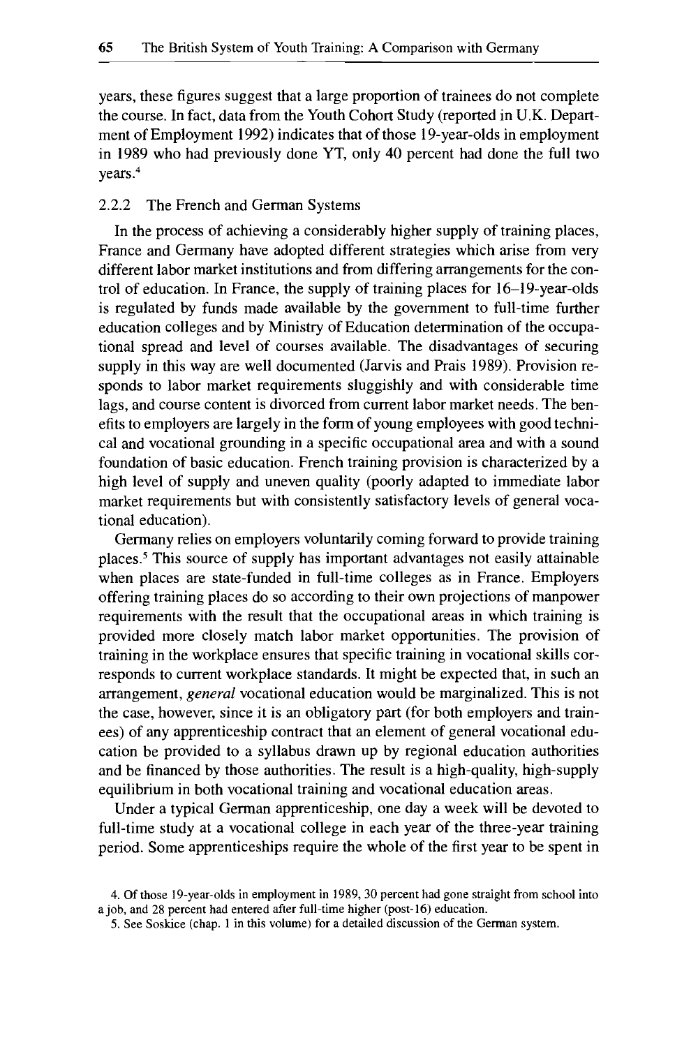years, these figures suggest that a large proportion of trainees do not complete the course. In fact, data from the Youth Cohort Study (reported in U.K. Department of Employment 1992) indicates that of those 19-year-olds in employment in 1989 who had previously done YT, only 40 percent had done the full two years.[4]

### 2.2.2 The French and German Systems

In the process of achieving a considerably higher supply of training places, France and Germany have adopted different strategies which arise from very different labor market institutions and from differing arrangements for the control of education. In France, the supply of training places for 16–19-year-olds is regulated by funds made available by the government to full-time further education colleges and by Ministry of Education determination of the occupational spread and level of courses available. The disadvantages of securing supply in this way are well documented (Jarvis and Prais 1989). Provision responds to labor market requirements sluggishly and with considerable time lags, and course content is divorced from current labor market needs. The benefits to employers are largely in the form of young employees with good technical and vocational grounding in a specific occupational area and with a sound foundation of basic education. French training provision is characterized by a high level of supply and uneven quality (poorly adapted to immediate labor market requirements but with consistently satisfactory levels of general vocational education).

Germany relies on employers voluntarily coming forward to provide training places.[5] This source of supply has important advantages not easily attainable when places are state-funded in full-time colleges as in France. Employers offering training places do so according to their own projections of manpower requirements with the result that the occupational areas in which training is provided more closely match labor market opportunities. The provision of training in the workplace ensures that specific training in vocational skills corresponds to current workplace standards. It might be expected that, in such an arrangement, *general* vocational education would be marginalized. This is not the case, however, since it is an obligatory part (for both employers and trainees) of any apprenticeship contract that an element of general vocational education be provided to a syllabus drawn up by regional education authorities and be financed by those authorities. The result is a high-quality, high-supply equilibrium in both vocational training and vocational education areas.

Under a typical German apprenticeship, one day a week will be devoted to full-time study at a vocational college in each year of the three-year training period. Some apprenticeships require the whole of the first year to be spent in

4. Of those 19-year-olds in employment in 1989, 30 percent had gone straight from school into a job, and 28 percent had entered after full-time higher (post-16) education.

5. See Soskice (chap. 1 in this volume) for a detailed discussion of the German system.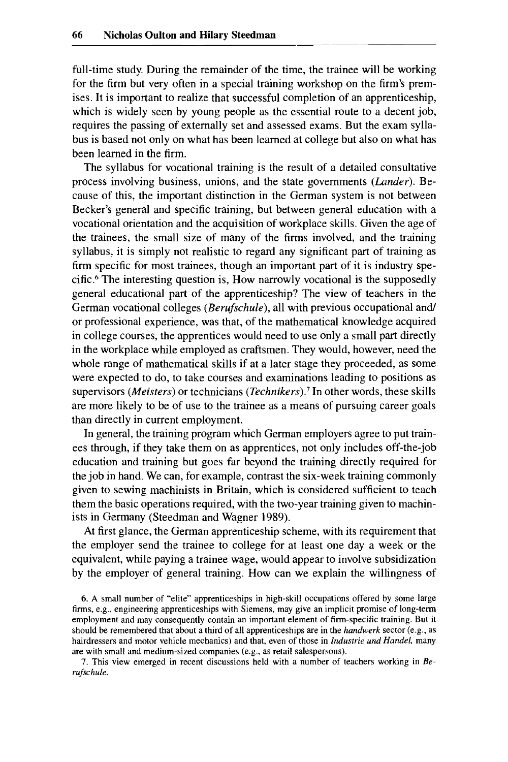full-time study. During the remainder of the time, the trainee will be working for the firm but very often in a special training workshop on the firm's premises. It is important to realize that successful completion of an apprenticeship, which is widely seen by young people as the essential route to a decent job, requires the passing of externally set and assessed exams. But the exam syllabus is based not only on what has been learned at college but also on what has been learned in the firm.

The syllabus for vocational training is the result of a detailed consultative process involving business, unions, and the state governments (*Lander*). Because of this, the important distinction in the German system is not between Becker's general and specific training, but between general education with a vocational orientation and the acquisition of workplace skills. Given the age of the trainees, the small size of many of the firms involved, and the training syllabus, it is simply not realistic to regard any significant part of training as firm specific for most trainees, though an important part of it is industry specific.[6] The interesting question is, How narrowly vocational is the supposedly general educational part of the apprenticeship? The view of teachers in the German vocational colleges (*Berufschule*), all with previous occupational and/or professional experience, was that, of the mathematical knowledge acquired in college courses, the apprentices would need to use only a small part directly in the workplace while employed as craftsmen. They would, however, need the whole range of mathematical skills if at a later stage they proceeded, as some were expected to do, to take courses and examinations leading to positions as supervisors (*Meisters*) or technicians (*Technikers*).[7] In other words, these skills are more likely to be of use to the trainee as a means of pursuing career goals than directly in current employment.

In general, the training program which German employers agree to put trainees through, if they take them on as apprentices, not only includes off-the-job education and training but goes far beyond the training directly required for the job in hand. We can, for example, contrast the six-week training commonly given to sewing machinists in Britain, which is considered sufficient to teach them the basic operations required, with the two-year training given to machinists in Germany (Steedman and Wagner 1989).

At first glance, the German apprenticeship scheme, with its requirement that the employer send the trainee to college for at least one day a week or the equivalent, while paying a trainee wage, would appear to involve subsidization by the employer of general training. How can we explain the willingness of

6. A small number of "elite" apprenticeships in high-skill occupations offered by some large firms, e.g., engineering apprenticeships with Siemens, may give an implicit promise of long-term employment and may consequently contain an important element of firm-specific training. But it should be remembered that about a third of all apprenticeships are in the *handwerk* sector (e.g., as hairdressers and motor vehicle mechanics) and that, even of those in *Industrie und Handel*, many are with small and medium-sized companies (e.g., as retail salespersons).

7. This view emerged in recent discussions held with a number of teachers working in *Berufschule*.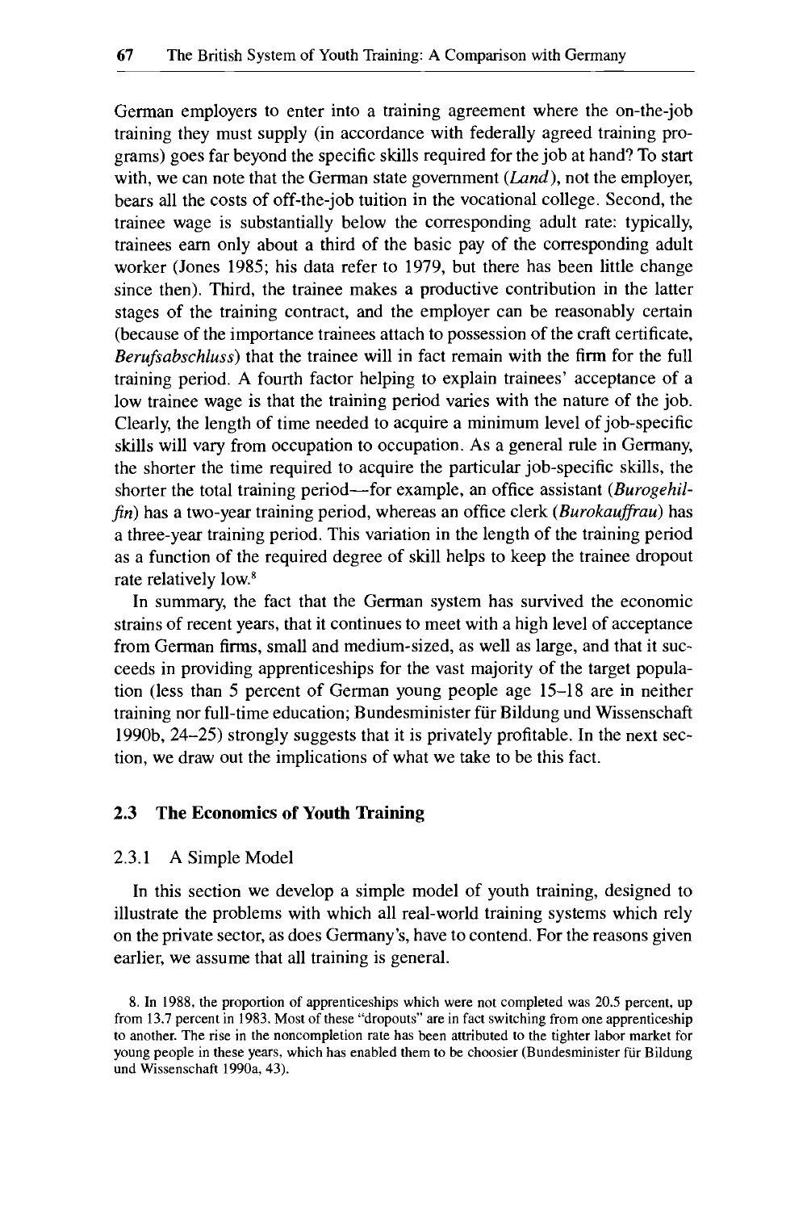German employers to enter into a training agreement where the on-the-job training they must supply (in accordance with federally agreed training programs) goes far beyond the specific skills required for the job at hand? To start with, we can note that the German state government (*Land*), not the employer, bears all the costs of off-the-job tuition in the vocational college. Second, the trainee wage is substantially below the corresponding adult rate: typically, trainees earn only about a third of the basic pay of the corresponding adult worker (Jones 1985; his data refer to 1979, but there has been little change since then). Third, the trainee makes a productive contribution in the latter stages of the training contract, and the employer can be reasonably certain (because of the importance trainees attach to possession of the craft certificate, *Berufsabschluss*) that the trainee will in fact remain with the firm for the full training period. A fourth factor helping to explain trainees' acceptance of a low trainee wage is that the training period varies with the nature of the job. Clearly, the length of time needed to acquire a minimum level of job-specific skills will vary from occupation to occupation. As a general rule in Germany, the shorter the time required to acquire the particular job-specific skills, the shorter the total training period—for example, an office assistant (*Burogehilfin*) has a two-year training period, whereas an office clerk (*Burokauffrau*) has a three-year training period. This variation in the length of the training period as a function of the required degree of skill helps to keep the trainee dropout rate relatively low.[8]

In summary, the fact that the German system has survived the economic strains of recent years, that it continues to meet with a high level of acceptance from German firms, small and medium-sized, as well as large, and that it succeeds in providing apprenticeships for the vast majority of the target population (less than 5 percent of German young people age 15–18 are in neither training nor full-time education; Bundesminister für Bildung und Wissenschaft 1990b, 24–25) strongly suggests that it is privately profitable. In the next section, we draw out the implications of what we take to be this fact.

## 2.3 The Economics of Youth Training

### 2.3.1 A Simple Model

In this section we develop a simple model of youth training, designed to illustrate the problems with which all real-world training systems which rely on the private sector, as does Germany's, have to contend. For the reasons given earlier, we assume that all training is general.

8. In 1988, the proportion of apprenticeships which were not completed was 20.5 percent, up from 13.7 percent in 1983. Most of these "dropouts" are in fact switching from one apprenticeship to another. The rise in the noncompletion rate has been attributed to the tighter labor market for young people in these years, which has enabled them to be choosier (Bundesminister für Bildung und Wissenschaft 1990a, 43).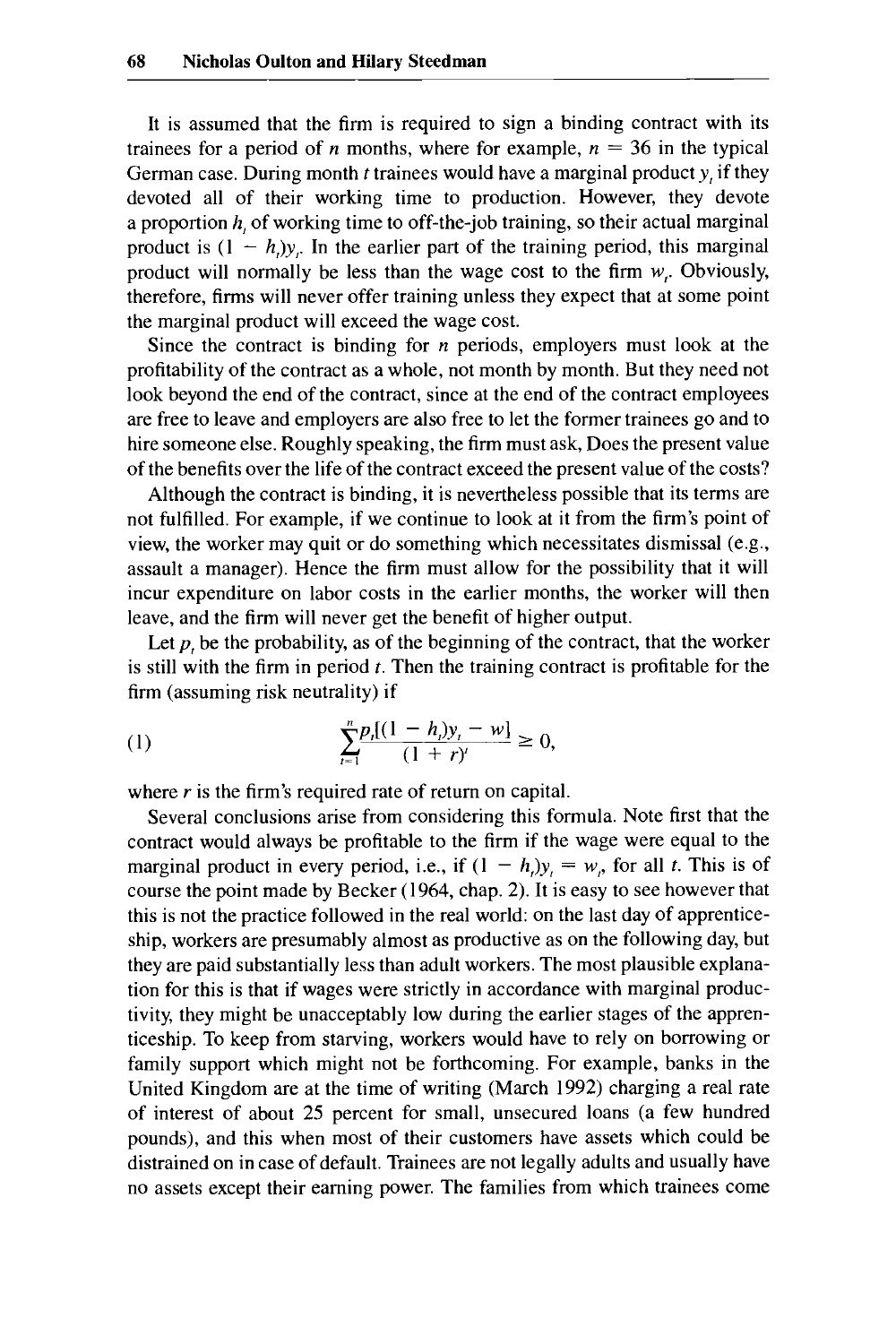It is assumed that the firm is required to sign a binding contract with its trainees for a period of $n$ months, where for example, $n = 36$ in the typical German case. During month $t$ trainees would have a marginal product $y_t$ if they devoted all of their working time to production. However, they devote a proportion $h_t$ of working time to off-the-job training, so their actual marginal product is $(1 - h_t)y_t$. In the earlier part of the training period, this marginal product will normally be less than the wage cost to the firm $w_t$. Obviously, therefore, firms will never offer training unless they expect that at some point the marginal product will exceed the wage cost.

Since the contract is binding for $n$ periods, employers must look at the profitability of the contract as a whole, not month by month. But they need not look beyond the end of the contract, since at the end of the contract employees are free to leave and employers are also free to let the former trainees go and to hire someone else. Roughly speaking, the firm must ask, Does the present value of the benefits over the life of the contract exceed the present value of the costs?

Although the contract is binding, it is nevertheless possible that its terms are not fulfilled. For example, if we continue to look at it from the firm's point of view, the worker may quit or do something which necessitates dismissal (e.g., assault a manager). Hence the firm must allow for the possibility that it will incur expenditure on labor costs in the earlier months, the worker will then leave, and the firm will never get the benefit of higher output.

Let $p_t$ be the probability, as of the beginning of the contract, that the worker is still with the firm in period $t$. Then the training contract is profitable for the firm (assuming risk neutrality) if

$$(1) \qquad \sum_{t=1}^{n} \frac{p_t[(1 - h_t)y_t - w]}{(1 + r)^t} \geq 0,$$

where $r$ is the firm's required rate of return on capital.

Several conclusions arise from considering this formula. Note first that the contract would always be profitable to the firm if the wage were equal to the marginal product in every period, i.e., if $(1 - h_t)y_t = w_t$, for all $t$. This is of course the point made by Becker (1964, chap. 2). It is easy to see however that this is not the practice followed in the real world: on the last day of apprenticeship, workers are presumably almost as productive as on the following day, but they are paid substantially less than adult workers. The most plausible explanation for this is that if wages were strictly in accordance with marginal productivity, they might be unacceptably low during the earlier stages of the apprenticeship. To keep from starving, workers would have to rely on borrowing or family support which might not be forthcoming. For example, banks in the United Kingdom are at the time of writing (March 1992) charging a real rate of interest of about 25 percent for small, unsecured loans (a few hundred pounds), and this when most of their customers have assets which could be distrained on in case of default. Trainees are not legally adults and usually have no assets except their earning power. The families from which trainees come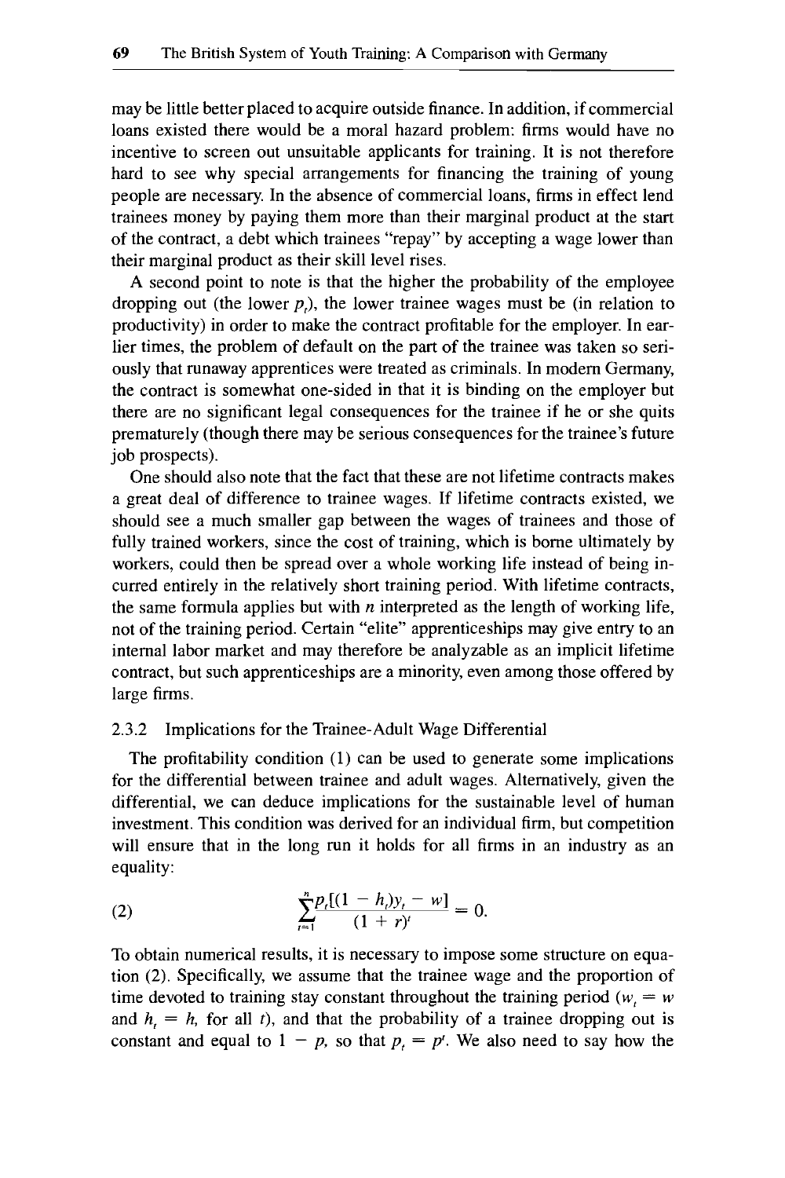may be little better placed to acquire outside finance. In addition, if commercial loans existed there would be a moral hazard problem: firms would have no incentive to screen out unsuitable applicants for training. It is not therefore hard to see why special arrangements for financing the training of young people are necessary. In the absence of commercial loans, firms in effect lend trainees money by paying them more than their marginal product at the start of the contract, a debt which trainees "repay" by accepting a wage lower than their marginal product as their skill level rises.

A second point to note is that the higher the probability of the employee dropping out (the lower $p_t$), the lower trainee wages must be (in relation to productivity) in order to make the contract profitable for the employer. In earlier times, the problem of default on the part of the trainee was taken so seriously that runaway apprentices were treated as criminals. In modern Germany, the contract is somewhat one-sided in that it is binding on the employer but there are no significant legal consequences for the trainee if he or she quits prematurely (though there may be serious consequences for the trainee's future job prospects).

One should also note that the fact that these are not lifetime contracts makes a great deal of difference to trainee wages. If lifetime contracts existed, we should see a much smaller gap between the wages of trainees and those of fully trained workers, since the cost of training, which is borne ultimately by workers, could then be spread over a whole working life instead of being incurred entirely in the relatively short training period. With lifetime contracts, the same formula applies but with $n$ interpreted as the length of working life, not of the training period. Certain "elite" apprenticeships may give entry to an internal labor market and may therefore be analyzable as an implicit lifetime contract, but such apprenticeships are a minority, even among those offered by large firms.

### 2.3.2 Implications for the Trainee-Adult Wage Differential

The profitability condition (1) can be used to generate some implications for the differential between trainee and adult wages. Alternatively, given the differential, we can deduce implications for the sustainable level of human investment. This condition was derived for an individual firm, but competition will ensure that in the long run it holds for all firms in an industry as an equality:

$$\sum_{t=1}^{n} \frac{p_t[(1 - h_t)y_t - w]}{(1 + r)^t} = 0. \tag{2}$$

To obtain numerical results, it is necessary to impose some structure on equation (2). Specifically, we assume that the trainee wage and the proportion of time devoted to training stay constant throughout the training period ($w_t = w$ and $h_t = h$, for all $t$), and that the probability of a trainee dropping out is constant and equal to $1 - p$, so that $p_t = p^t$. We also need to say how the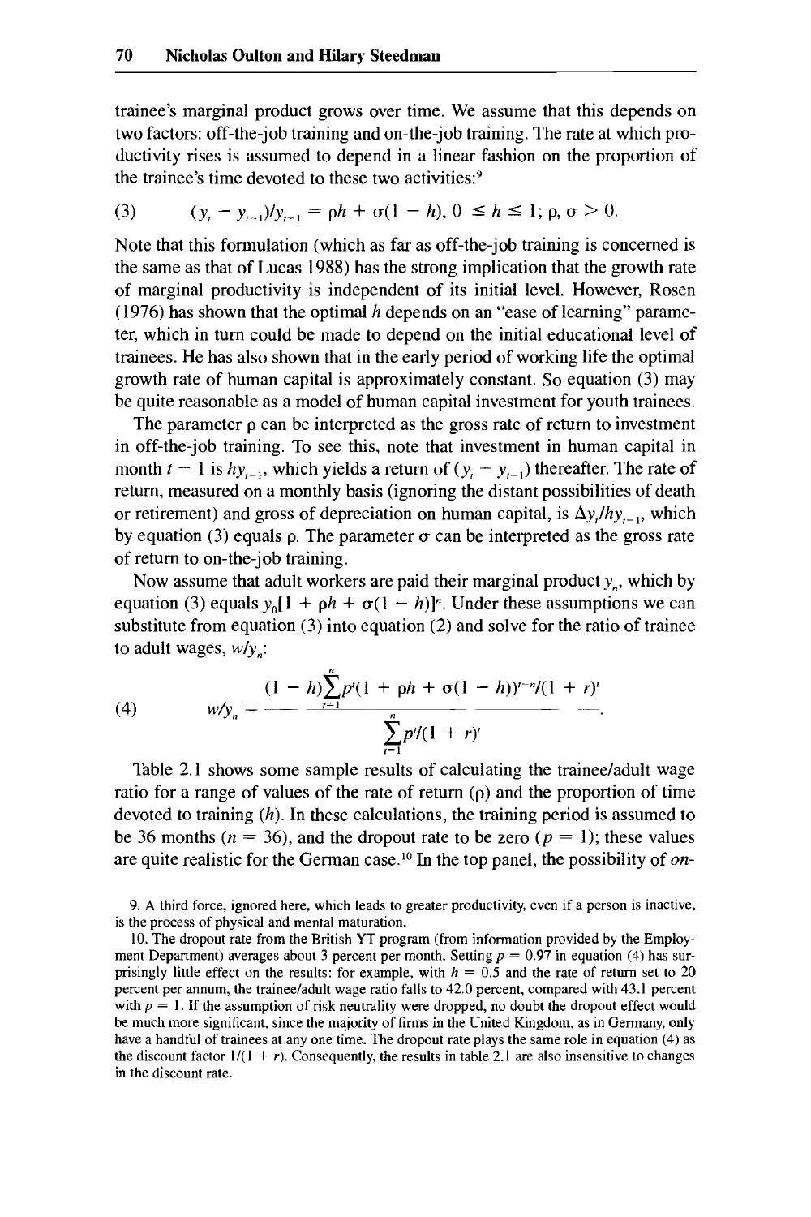trainee's marginal product grows over time. We assume that this depends on two factors: off-the-job training and on-the-job training. The rate at which productivity rises is assumed to depend in a linear fashion on the proportion of the trainee's time devoted to these two activities:[9]

$$(3) \qquad (y_t - y_{t-1})/y_{t-1} = \rho h + \sigma(1 - h), \; 0 \leq h \leq 1; \; \rho, \sigma > 0.$$

Note that this formulation (which as far as off-the-job training is concerned is the same as that of Lucas 1988) has the strong implication that the growth rate of marginal productivity is independent of its initial level. However, Rosen (1976) has shown that the optimal $h$ depends on an "ease of learning" parameter, which in turn could be made to depend on the initial educational level of trainees. He has also shown that in the early period of working life the optimal growth rate of human capital is approximately constant. So equation (3) may be quite reasonable as a model of human capital investment for youth trainees.

The parameter $\rho$ can be interpreted as the gross rate of return to investment in off-the-job training. To see this, note that investment in human capital in month $t - 1$ is $hy_{t-1}$, which yields a return of $(y_t - y_{t-1})$ thereafter. The rate of return, measured on a monthly basis (ignoring the distant possibilities of death or retirement) and gross of depreciation on human capital, is $\Delta y_t / hy_{t-1}$, which by equation (3) equals $\rho$. The parameter $\sigma$ can be interpreted as the gross rate of return to on-the-job training.

Now assume that adult workers are paid their marginal product $y_n$, which by equation (3) equals $y_0[1 + \rho h + \sigma(1 - h)]^n$. Under these assumptions we can substitute from equation (3) into equation (2) and solve for the ratio of trainee to adult wages, $w/y_n$:

$$(4) \qquad w/y_n = \frac{(1 - h)\sum_{t=1}^{n} p^t (1 + \rho h + \sigma(1 - h))^{t-n}/(1 + r)^t}{\sum_{t=1}^{n} p^t/(1 + r)^t}.$$

Table 2.1 shows some sample results of calculating the trainee/adult wage ratio for a range of values of the rate of return ($\rho$) and the proportion of time devoted to training ($h$). In these calculations, the training period is assumed to be 36 months ($n = 36$), and the dropout rate to be zero ($p = 1$); these values are quite realistic for the German case.[10] In the top panel, the possibility of *on-*

9. A third force, ignored here, which leads to greater productivity, even if a person is inactive, is the process of physical and mental maturation.

10. The dropout rate from the British YT program (from information provided by the Employment Department) averages about 3 percent per month. Setting $p = 0.97$ in equation (4) has surprisingly little effect on the results: for example, with $h = 0.5$ and the rate of return set to 20 percent per annum, the trainee/adult wage ratio falls to 42.0 percent, compared with 43.1 percent with $p = 1$. If the assumption of risk neutrality were dropped, no doubt the dropout effect would be much more significant, since the majority of firms in the United Kingdom, as in Germany, only have a handful of trainees at any one time. The dropout rate plays the same role in equation (4) as the discount factor $1/(1 + r)$. Consequently, the results in table 2.1 are also insensitive to changes in the discount rate.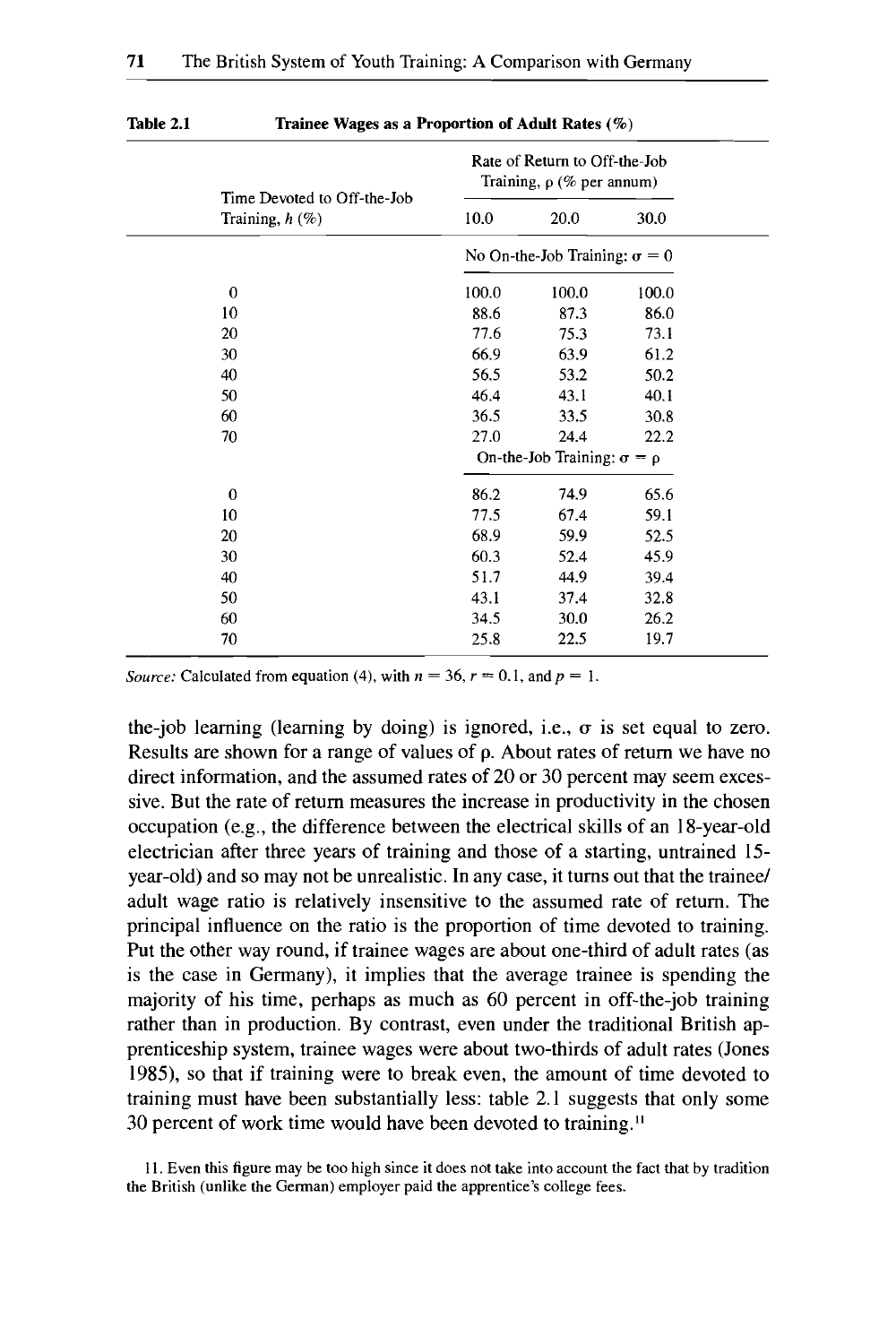**Table 2.1 — Trainee Wages as a Proportion of Adult Rates (%)**

| Time Devoted to Off-the-Job Training, $h$ (%) | Rate of Return to Off-the-Job Training, $\rho$ (% per annum) | | |
|---|---|---|---|
| | 10.0 | 20.0 | 30.0 |
| | No On-the-Job Training: $\sigma = 0$ | | |
| 0 | 100.0 | 100.0 | 100.0 |
| 10 | 88.6 | 87.3 | 86.0 |
| 20 | 77.6 | 75.3 | 73.1 |
| 30 | 66.9 | 63.9 | 61.2 |
| 40 | 56.5 | 53.2 | 50.2 |
| 50 | 46.4 | 43.1 | 40.1 |
| 60 | 36.5 | 33.5 | 30.8 |
| 70 | 27.0 | 24.4 | 22.2 |
| | On-the-Job Training: $\sigma = \rho$ | | |
| 0 | 86.2 | 74.9 | 65.6 |
| 10 | 77.5 | 67.4 | 59.1 |
| 20 | 68.9 | 59.9 | 52.5 |
| 30 | 60.3 | 52.4 | 45.9 |
| 40 | 51.7 | 44.9 | 39.4 |
| 50 | 43.1 | 37.4 | 32.8 |
| 60 | 34.5 | 30.0 | 26.2 |
| 70 | 25.8 | 22.5 | 19.7 |

*Source:* Calculated from equation (4), with $n = 36$, $r = 0.1$, and $p = 1$.

the-job learning (learning by doing) is ignored, i.e., $\sigma$ is set equal to zero. Results are shown for a range of values of $\rho$. About rates of return we have no direct information, and the assumed rates of 20 or 30 percent may seem excessive. But the rate of return measures the increase in productivity in the chosen occupation (e.g., the difference between the electrical skills of an 18-year-old electrician after three years of training and those of a starting, untrained 15-year-old) and so may not be unrealistic. In any case, it turns out that the trainee/adult wage ratio is relatively insensitive to the assumed rate of return. The principal influence on the ratio is the proportion of time devoted to training. Put the other way round, if trainee wages are about one-third of adult rates (as is the case in Germany), it implies that the average trainee is spending the majority of his time, perhaps as much as 60 percent in off-the-job training rather than in production. By contrast, even under the traditional British apprenticeship system, trainee wages were about two-thirds of adult rates (Jones 1985), so that if training were to break even, the amount of time devoted to training must have been substantially less: table 2.1 suggests that only some 30 percent of work time would have been devoted to training.[11]

11. Even this figure may be too high since it does not take into account the fact that by tradition the British (unlike the German) employer paid the apprentice's college fees.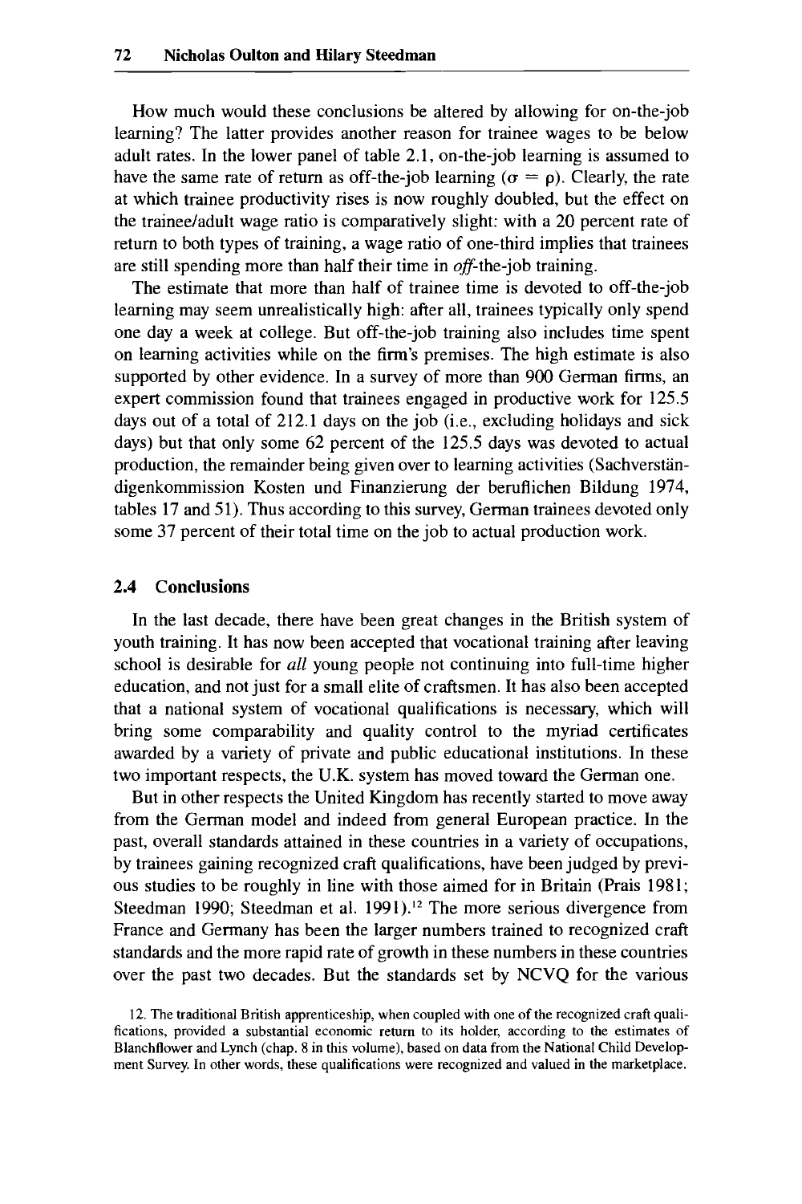How much would these conclusions be altered by allowing for on-the-job learning? The latter provides another reason for trainee wages to be below adult rates. In the lower panel of table 2.1, on-the-job learning is assumed to have the same rate of return as off-the-job learning ($\sigma = \rho$). Clearly, the rate at which trainee productivity rises is now roughly doubled, but the effect on the trainee/adult wage ratio is comparatively slight: with a 20 percent rate of return to both types of training, a wage ratio of one-third implies that trainees are still spending more than half their time in *off*-the-job training.

The estimate that more than half of trainee time is devoted to off-the-job learning may seem unrealistically high: after all, trainees typically only spend one day a week at college. But off-the-job training also includes time spent on learning activities while on the firm's premises. The high estimate is also supported by other evidence. In a survey of more than 900 German firms, an expert commission found that trainees engaged in productive work for 125.5 days out of a total of 212.1 days on the job (i.e., excluding holidays and sick days) but that only some 62 percent of the 125.5 days was devoted to actual production, the remainder being given over to learning activities (Sachverständigenkommission Kosten und Finanzierung der beruflichen Bildung 1974, tables 17 and 51). Thus according to this survey, German trainees devoted only some 37 percent of their total time on the job to actual production work.

## 2.4 Conclusions

In the last decade, there have been great changes in the British system of youth training. It has now been accepted that vocational training after leaving school is desirable for *all* young people not continuing into full-time higher education, and not just for a small elite of craftsmen. It has also been accepted that a national system of vocational qualifications is necessary, which will bring some comparability and quality control to the myriad certificates awarded by a variety of private and public educational institutions. In these two important respects, the U.K. system has moved toward the German one.

But in other respects the United Kingdom has recently started to move away from the German model and indeed from general European practice. In the past, overall standards attained in these countries in a variety of occupations, by trainees gaining recognized craft qualifications, have been judged by previous studies to be roughly in line with those aimed for in Britain (Prais 1981; Steedman 1990; Steedman et al. 1991).[12] The more serious divergence from France and Germany has been the larger numbers trained to recognized craft standards and the more rapid rate of growth in these numbers in these countries over the past two decades. But the standards set by NCVQ for the various

12. The traditional British apprenticeship, when coupled with one of the recognized craft qualifications, provided a substantial economic return to its holder, according to the estimates of Blanchflower and Lynch (chap. 8 in this volume), based on data from the National Child Development Survey. In other words, these qualifications were recognized and valued in the marketplace.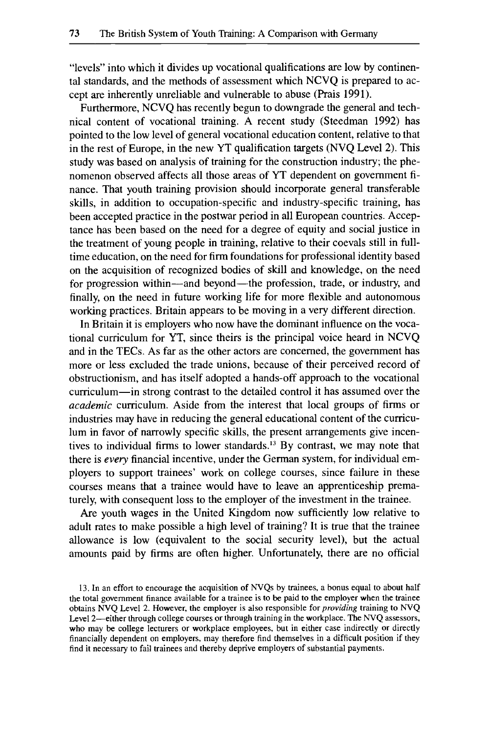"levels" into which it divides up vocational qualifications are low by continental standards, and the methods of assessment which NCVQ is prepared to accept are inherently unreliable and vulnerable to abuse (Prais 1991).

Furthermore, NCVQ has recently begun to downgrade the general and technical content of vocational training. A recent study (Steedman 1992) has pointed to the low level of general vocational education content, relative to that in the rest of Europe, in the new YT qualification targets (NVQ Level 2). This study was based on analysis of training for the construction industry; the phenomenon observed affects all those areas of YT dependent on government finance. That youth training provision should incorporate general transferable skills, in addition to occupation-specific and industry-specific training, has been accepted practice in the postwar period in all European countries. Acceptance has been based on the need for a degree of equity and social justice in the treatment of young people in training, relative to their coevals still in full-time education, on the need for firm foundations for professional identity based on the acquisition of recognized bodies of skill and knowledge, on the need for progression within—and beyond—the profession, trade, or industry, and finally, on the need in future working life for more flexible and autonomous working practices. Britain appears to be moving in a very different direction.

In Britain it is employers who now have the dominant influence on the vocational curriculum for YT, since theirs is the principal voice heard in NCVQ and in the TECs. As far as the other actors are concerned, the government has more or less excluded the trade unions, because of their perceived record of obstructionism, and has itself adopted a hands-off approach to the vocational curriculum—in strong contrast to the detailed control it has assumed over the *academic* curriculum. Aside from the interest that local groups of firms or industries may have in reducing the general educational content of the curriculum in favor of narrowly specific skills, the present arrangements give incentives to individual firms to lower standards.[13] By contrast, we may note that there is *every* financial incentive, under the German system, for individual employers to support trainees' work on college courses, since failure in these courses means that a trainee would have to leave an apprenticeship prematurely, with consequent loss to the employer of the investment in the trainee.

Are youth wages in the United Kingdom now sufficiently low relative to adult rates to make possible a high level of training? It is true that the trainee allowance is low (equivalent to the social security level), but the actual amounts paid by firms are often higher. Unfortunately, there are no official

13. In an effort to encourage the acquisition of NVQs by trainees, a bonus equal to about half the total government finance available for a trainee is to be paid to the employer when the trainee obtains NVQ Level 2. However, the employer is also responsible for *providing* training to NVQ Level 2—either through college courses or through training in the workplace. The NVQ assessors, who may be college lecturers or workplace employees, but in either case indirectly or directly financially dependent on employers, may therefore find themselves in a difficult position if they find it necessary to fail trainees and thereby deprive employers of substantial payments.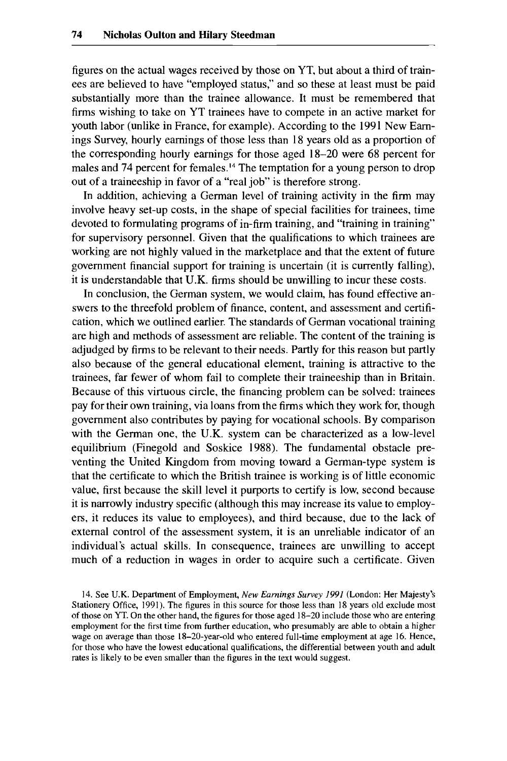figures on the actual wages received by those on YT, but about a third of trainees are believed to have "employed status," and so these at least must be paid substantially more than the trainee allowance. It must be remembered that firms wishing to take on YT trainees have to compete in an active market for youth labor (unlike in France, for example). According to the 1991 New Earnings Survey, hourly earnings of those less than 18 years old as a proportion of the corresponding hourly earnings for those aged 18–20 were 68 percent for males and 74 percent for females.[14] The temptation for a young person to drop out of a traineeship in favor of a "real job" is therefore strong.

In addition, achieving a German level of training activity in the firm may involve heavy set-up costs, in the shape of special facilities for trainees, time devoted to formulating programs of in-firm training, and "training in training" for supervisory personnel. Given that the qualifications to which trainees are working are not highly valued in the marketplace and that the extent of future government financial support for training is uncertain (it is currently falling), it is understandable that U.K. firms should be unwilling to incur these costs.

In conclusion, the German system, we would claim, has found effective answers to the threefold problem of finance, content, and assessment and certification, which we outlined earlier. The standards of German vocational training are high and methods of assessment are reliable. The content of the training is adjudged by firms to be relevant to their needs. Partly for this reason but partly also because of the general educational element, training is attractive to the trainees, far fewer of whom fail to complete their traineeship than in Britain. Because of this virtuous circle, the financing problem can be solved: trainees pay for their own training, via loans from the firms which they work for, though government also contributes by paying for vocational schools. By comparison with the German one, the U.K. system can be characterized as a low-level equilibrium (Finegold and Soskice 1988). The fundamental obstacle preventing the United Kingdom from moving toward a German-type system is that the certificate to which the British trainee is working is of little economic value, first because the skill level it purports to certify is low, second because it is narrowly industry specific (although this may increase its value to employers, it reduces its value to employees), and third because, due to the lack of external control of the assessment system, it is an unreliable indicator of an individual's actual skills. In consequence, trainees are unwilling to accept much of a reduction in wages in order to acquire such a certificate. Given

14. See U.K. Department of Employment, *New Earnings Survey 1991* (London: Her Majesty's Stationery Office, 1991). The figures in this source for those less than 18 years old exclude most of those on YT. On the other hand, the figures for those aged 18–20 include those who are entering employment for the first time from further education, who presumably are able to obtain a higher wage on average than those 18–20-year-old who entered full-time employment at age 16. Hence, for those who have the lowest educational qualifications, the differential between youth and adult rates is likely to be even smaller than the figures in the text would suggest.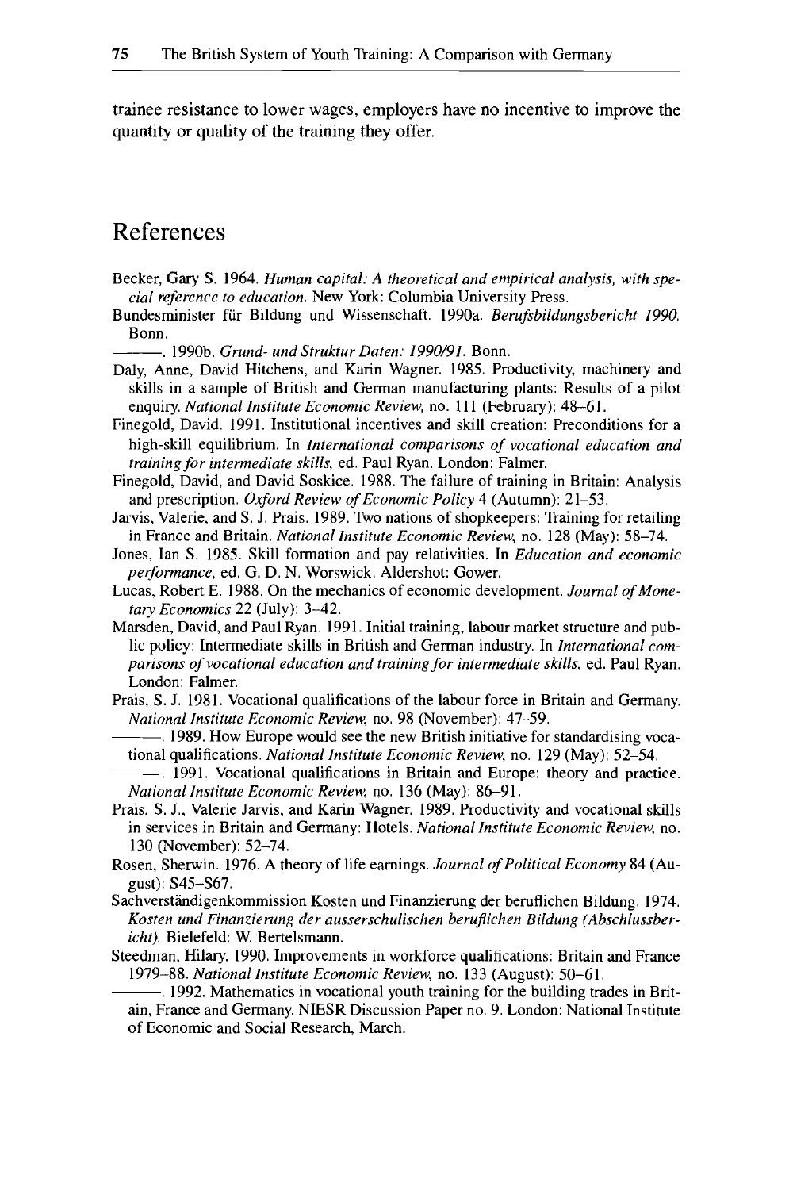trainee resistance to lower wages, employers have no incentive to improve the quantity or quality of the training they offer.

## References

Becker, Gary S. 1964. *Human capital: A theoretical and empirical analysis, with special reference to education.* New York: Columbia University Press.

Bundesminister für Bildung und Wissenschaft. 1990a. *Berufsbildungsbericht 1990.* Bonn.

———. 1990b. *Grund- und Struktur Daten: 1990/91.* Bonn.

Daly, Anne, David Hitchens, and Karin Wagner. 1985. Productivity, machinery and skills in a sample of British and German manufacturing plants: Results of a pilot enquiry. *National Institute Economic Review,* no. 111 (February): 48–61.

Finegold, David. 1991. Institutional incentives and skill creation: Preconditions for a high-skill equilibrium. In *International comparisons of vocational education and training for intermediate skills,* ed. Paul Ryan. London: Falmer.

Finegold, David, and David Soskice. 1988. The failure of training in Britain: Analysis and prescription. *Oxford Review of Economic Policy* 4 (Autumn): 21–53.

Jarvis, Valerie, and S. J. Prais. 1989. Two nations of shopkeepers: Training for retailing in France and Britain. *National Institute Economic Review,* no. 128 (May): 58–74.

Jones, Ian S. 1985. Skill formation and pay relativities. In *Education and economic performance,* ed. G. D. N. Worswick. Aldershot: Gower.

Lucas, Robert E. 1988. On the mechanics of economic development. *Journal of Monetary Economics* 22 (July): 3–42.

Marsden, David, and Paul Ryan. 1991. Initial training, labour market structure and public policy: Intermediate skills in British and German industry. In *International comparisons of vocational education and training for intermediate skills,* ed. Paul Ryan. London: Falmer.

Prais, S. J. 1981. Vocational qualifications of the labour force in Britain and Germany. *National Institute Economic Review,* no. 98 (November): 47–59.

———. 1989. How Europe would see the new British initiative for standardising vocational qualifications. *National Institute Economic Review,* no. 129 (May): 52–54.

———. 1991. Vocational qualifications in Britain and Europe: theory and practice. *National Institute Economic Review,* no. 136 (May): 86–91.

Prais, S. J., Valerie Jarvis, and Karin Wagner. 1989. Productivity and vocational skills in services in Britain and Germany: Hotels. *National Institute Economic Review,* no. 130 (November): 52–74.

Rosen, Sherwin. 1976. A theory of life earnings. *Journal of Political Economy* 84 (August): S45–S67.

Sachverständigenkommission Kosten und Finanzierung der beruflichen Bildung. 1974. *Kosten und Finanzierung der ausserschulischen beruflichen Bildung (Abschlussbericht).* Bielefeld: W. Bertelsmann.

Steedman, Hilary. 1990. Improvements in workforce qualifications: Britain and France 1979–88. *National Institute Economic Review,* no. 133 (August): 50–61.

———. 1992. Mathematics in vocational youth training for the building trades in Britain, France and Germany. NIESR Discussion Paper no. 9. London: National Institute of Economic and Social Research, March.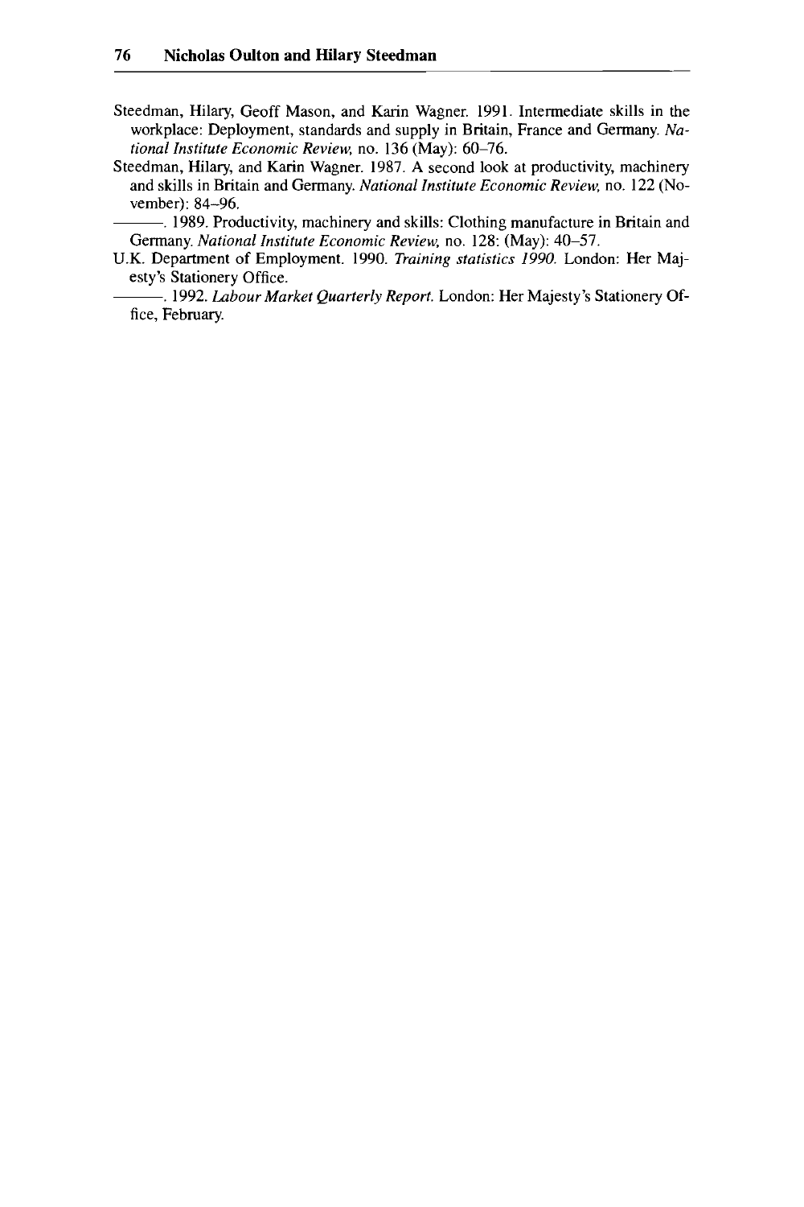Steedman, Hilary, Geoff Mason, and Karin Wagner. 1991. Intermediate skills in the workplace: Deployment, standards and supply in Britain, France and Germany. *National Institute Economic Review,* no. 136 (May): 60–76.

Steedman, Hilary, and Karin Wagner. 1987. A second look at productivity, machinery and skills in Britain and Germany. *National Institute Economic Review,* no. 122 (November): 84–96.

———. 1989. Productivity, machinery and skills: Clothing manufacture in Britain and Germany. *National Institute Economic Review,* no. 128: (May): 40–57.

U.K. Department of Employment. 1990. *Training statistics 1990.* London: Her Majesty's Stationery Office.

———. 1992. *Labour Market Quarterly Report.* London: Her Majesty's Stationery Office, February.